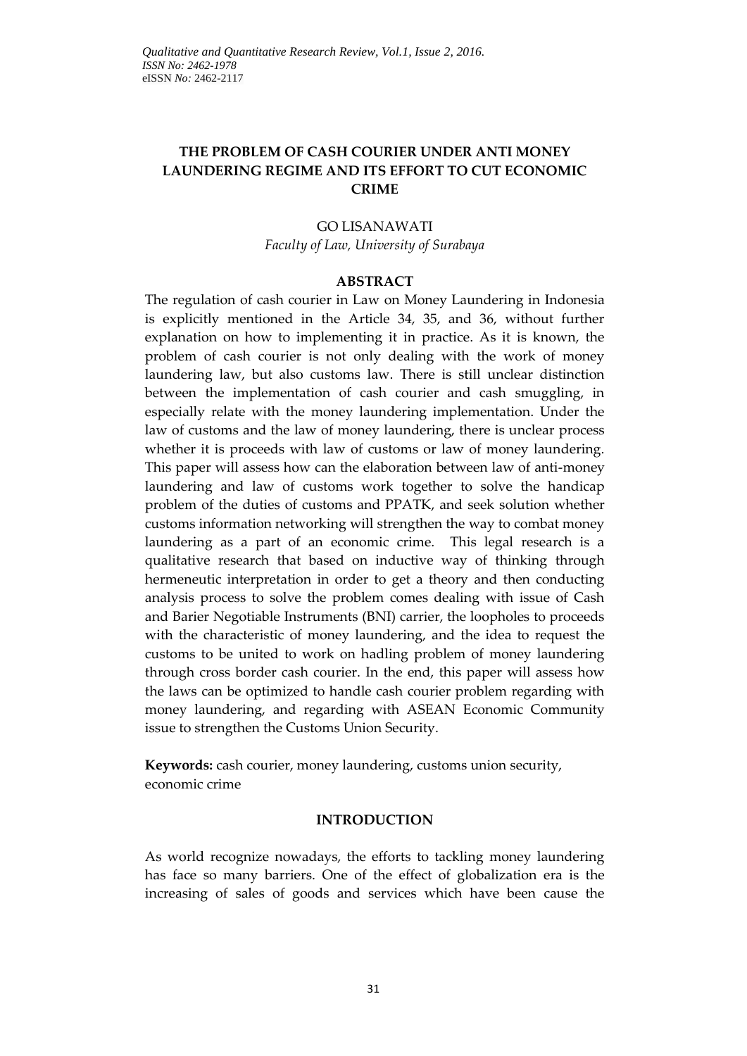# THE PROBLEM OF CASH COURIER UNDER ANTI MONEY LAUNDERING REGIME AND ITS EFFORT TO CUT ECONOMIC CRIME

GO LISANAWATI

*Faculty of Law, University of Surabaya*

## ABSTRACT

The regulation of cash courier in Law on Money Laundering in Indonesia is explicitly mentioned in the Article 34, 35, and 36, without further explanation on how to implementing it in practice. As it is known, the problem of cash courier is not only dealing with the work of money laundering law, but also customs law. There is still unclear distinction between the implementation of cash courier and cash smuggling, in especially relate with the money laundering implementation. Under the law of customs and the law of money laundering, there is unclear process whether it is proceeds with law of customs or law of money laundering. This paper will assess how can the elaboration between law of anti-money laundering and law of customs work together to solve the handicap problem of the duties of customs and PPATK, and seek solution whether customs information networking will strengthen the way to combat money laundering as a part of an economic crime. This legal research is a qualitative research that based on inductive way of thinking through hermeneutic interpretation in order to get a theory and then conducting analysis process to solve the problem comes dealing with issue of Cash and Barier Negotiable Instruments (BNI) carrier, the loopholes to proceeds with the characteristic of money laundering, and the idea to request the customs to be united to work on hadling problem of money laundering through cross border cash courier. In the end, this paper will assess how the laws can be optimized to handle cash courier problem regarding with money laundering, and regarding with ASEAN Economic Community issue to strengthen the Customs Union Security.

**Keywords:** cash courier, money laundering, customs union security, economic crime

## INTRODUCTION

As world recognize nowadays, the efforts to tackling money laundering has face so many barriers. One of the effect of globalization era is the increasing of sales of goods and services which have been cause the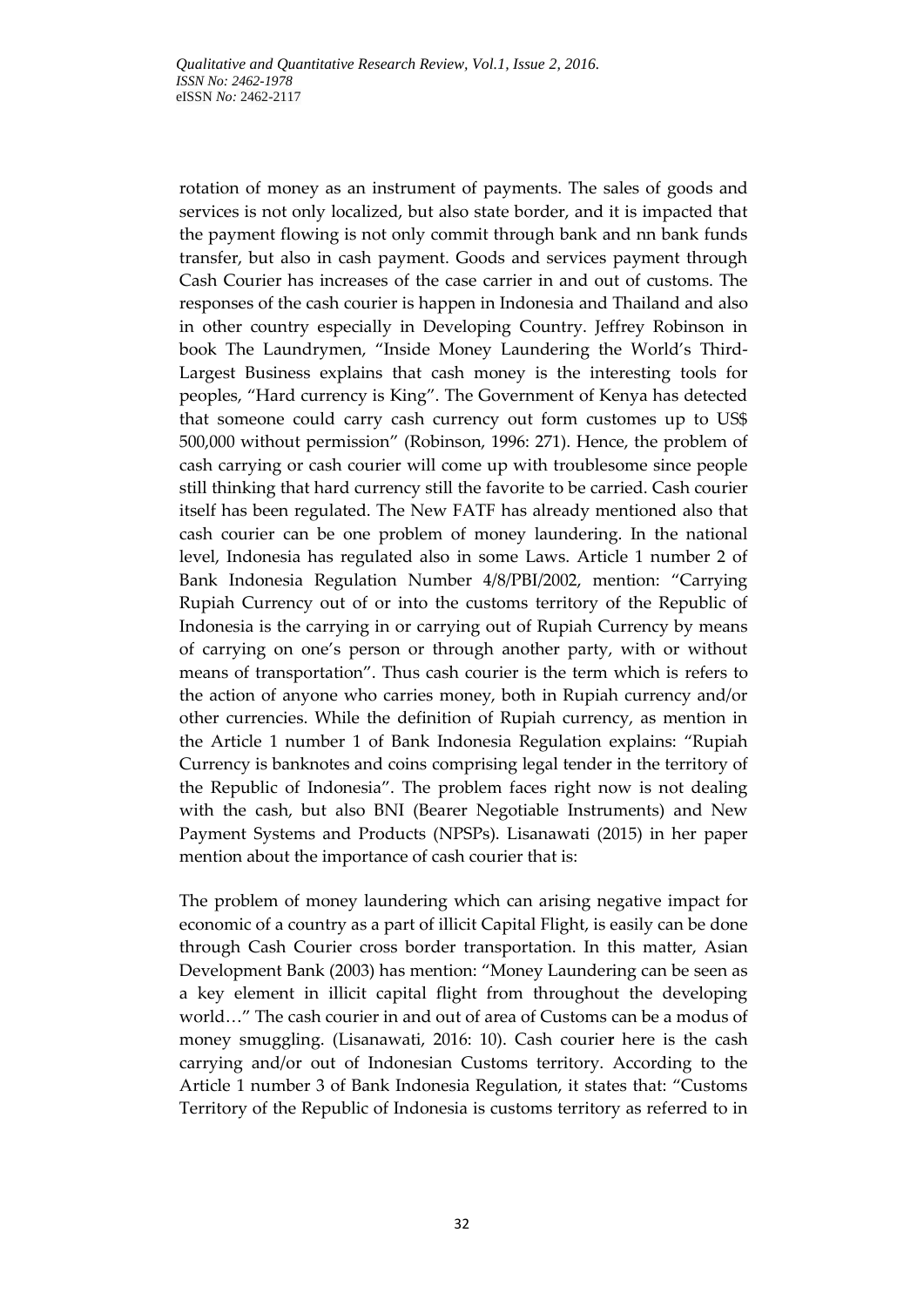rotation of money as an instrument of payments. The sales of goods and services is not only localized, but also state border, and it is impacted that the payment flowing is not only commit through bank and nn bank funds transfer, but also in cash payment. Goods and services payment through Cash Courier has increases of the case carrier in and out of customs. The responses of the cash courier is happen in Indonesia and Thailand and also in other country especially in Developing Country. Jeffrey Robinson in book The Laundrymen, "Inside Money Laundering the World's Third-Largest Business explains that cash money is the interesting tools for peoples, "Hard currency is King". The Government of Kenya has detected that someone could carry cash currency out form customes up to US$ 500,000 without permission" (Robinson, 1996: 271). Hence, the problem of cash carrying or cash courier will come up with troublesome since people still thinking that hard currency still the favorite to be carried. Cash courier itself has been regulated. The New FATF has already mentioned also that cash courier can be one problem of money laundering. In the national level, Indonesia has regulated also in some Laws. Article 1 number 2 of Bank Indonesia Regulation Number 4/8/PBI/2002, mention: "Carrying Rupiah Currency out of or into the customs territory of the Republic of Indonesia is the carrying in or carrying out of Rupiah Currency by means of carrying on one's person or through another party, with or without means of transportation". Thus cash courier is the term which is refers to the action of anyone who carries money, both in Rupiah currency and/or other currencies. While the definition of Rupiah currency, as mention in the Article 1 number 1 of Bank Indonesia Regulation explains: "Rupiah Currency is banknotes and coins comprising legal tender in the territory of the Republic of Indonesia". The problem faces right now is not dealing with the cash, but also BNI (Bearer Negotiable Instruments) and New Payment Systems and Products (NPSPs). Lisanawati (2015) in her paper mention about the importance of cash courier that is:

The problem of money laundering which can arising negative impact for economic of a country as a part of illicit Capital Flight, is easily can be done through Cash Courier cross border transportation. In this matter, Asian Development Bank (2003) has mention: "Money Laundering can be seen as a key element in illicit capital flight from throughout the developing world…" The cash courier in and out of area of Customs can be a modus of money smuggling. (Lisanawati, 2016: 10). Cash courier here is the cash carrying and/or out of Indonesian Customs territory. According to the Article 1 number 3 of Bank Indonesia Regulation, it states that: "Customs Territory of the Republic of Indonesia is customs territory as referred to in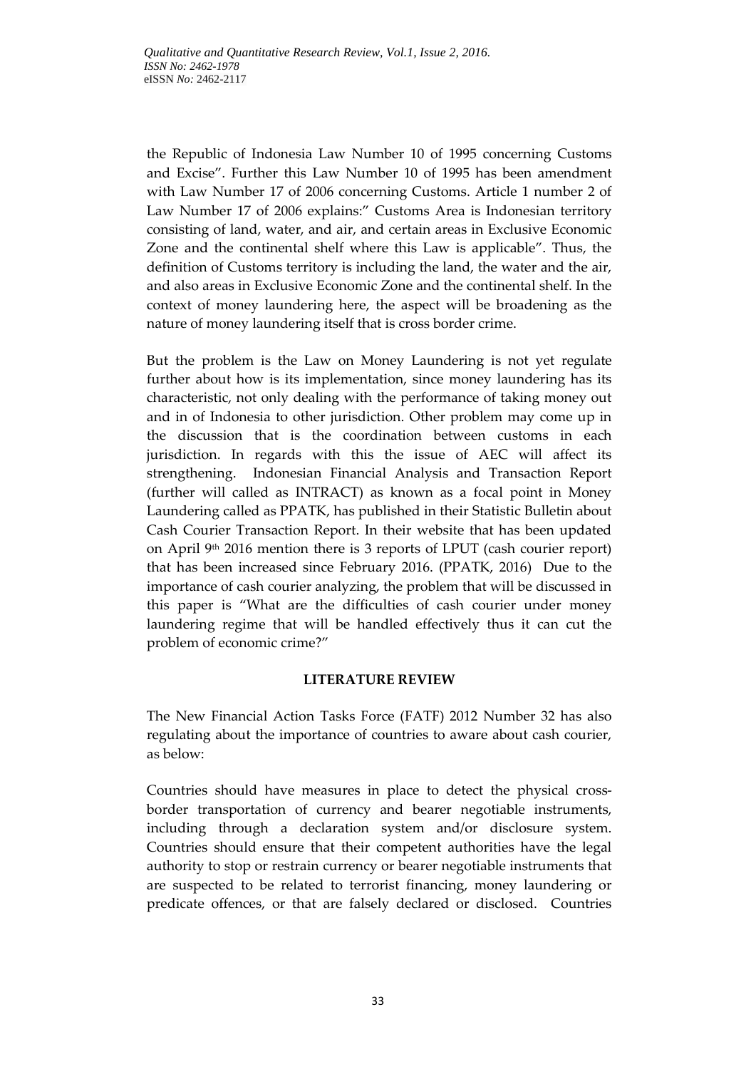the Republic of Indonesia Law Number 10 of 1995 concerning Customs and Excise". Further this Law Number 10 of 1995 has been amendment with Law Number 17 of 2006 concerning Customs. Article 1 number 2 of Law Number 17 of 2006 explains:" Customs Area is Indonesian territory consisting of land, water, and air, and certain areas in Exclusive Economic Zone and the continental shelf where this Law is applicable". Thus, the definition of Customs territory is including the land, the water and the air, and also areas in Exclusive Economic Zone and the continental shelf. In the context of money laundering here, the aspect will be broadening as the nature of money laundering itself that is cross border crime.

But the problem is the Law on Money Laundering is not yet regulate further about how is its implementation, since money laundering has its characteristic, not only dealing with the performance of taking money out and in of Indonesia to other jurisdiction. Other problem may come up in the discussion that is the coordination between customs in each jurisdiction. In regards with this the issue of AEC will affect its strengthening. Indonesian Financial Analysis and Transaction Report (further will called as INTRACT) as known as a focal point in Money Laundering called as PPATK, has published in their Statistic Bulletin about Cash Courier Transaction Report. In their website that has been updated on April 9th 2016 mention there is 3 reports of LPUT (cash courier report) that has been increased since February 2016. (PPATK, 2016) Due to the importance of cash courier analyzing, the problem that will be discussed in this paper is "What are the difficulties of cash courier under money laundering regime that will be handled effectively thus it can cut the problem of economic crime?"

## LITERATURE REVIEW

The New Financial Action Tasks Force (FATF) 2012 Number 32 has also regulating about the importance of countries to aware about cash courier, as below:

Countries should have measures in place to detect the physical cross-border transportation of currency and bearer negotiable instruments, including through a declaration system and/or disclosure system. Countries should ensure that their competent authorities have the legal authority to stop or restrain currency or bearer negotiable instruments that are suspected to be related to terrorist financing, money laundering or predicate offences, or that are falsely declared or disclosed. Countries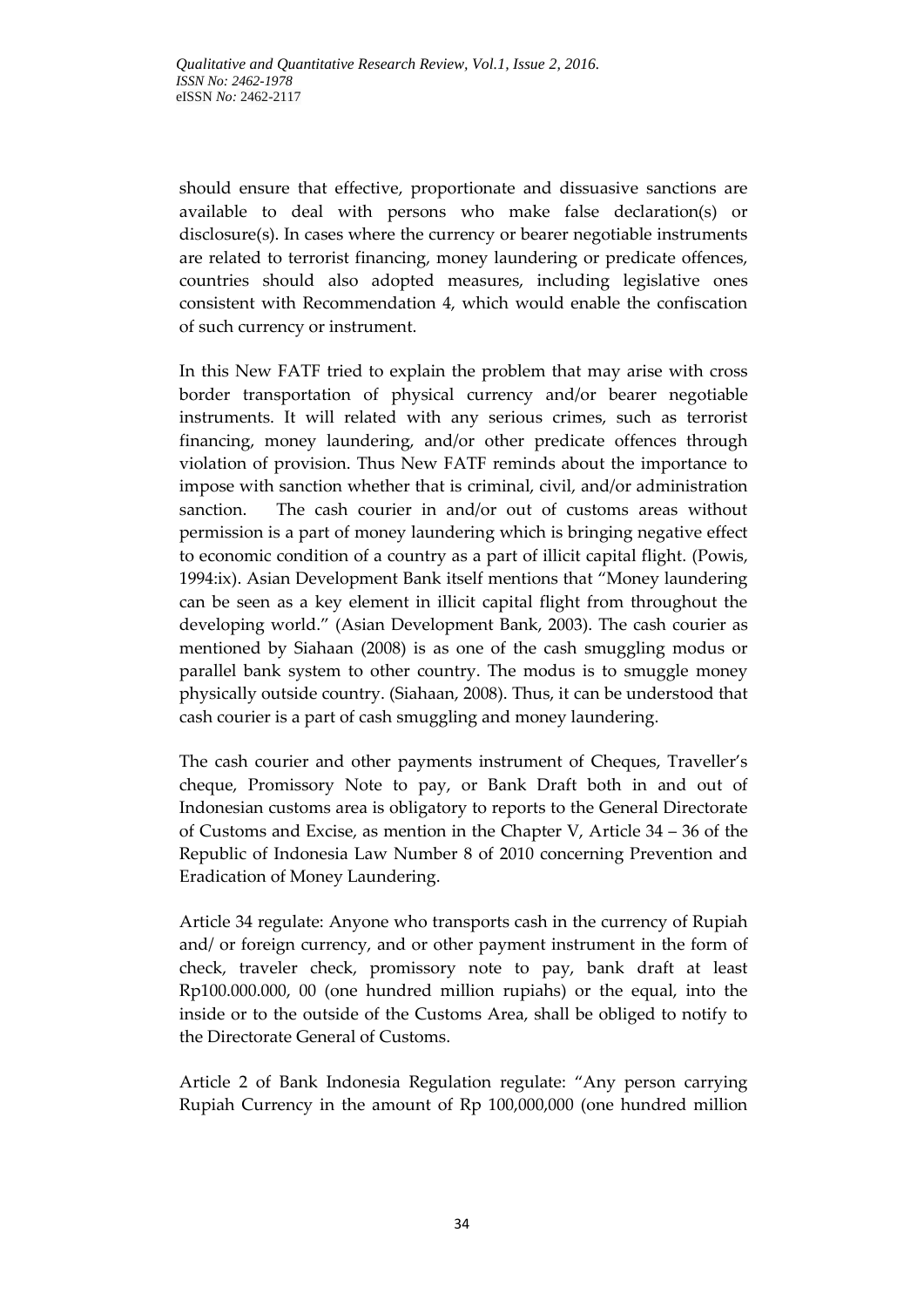should ensure that effective, proportionate and dissuasive sanctions are available to deal with persons who make false declaration(s) or disclosure(s). In cases where the currency or bearer negotiable instruments are related to terrorist financing, money laundering or predicate offences, countries should also adopted measures, including legislative ones consistent with Recommendation 4, which would enable the confiscation of such currency or instrument.

In this New FATF tried to explain the problem that may arise with cross border transportation of physical currency and/or bearer negotiable instruments. It will related with any serious crimes, such as terrorist financing, money laundering, and/or other predicate offences through violation of provision. Thus New FATF reminds about the importance to impose with sanction whether that is criminal, civil, and/or administration sanction. The cash courier in and/or out of customs areas without permission is a part of money laundering which is bringing negative effect to economic condition of a country as a part of illicit capital flight. (Powis, 1994:ix). Asian Development Bank itself mentions that "Money laundering can be seen as a key element in illicit capital flight from throughout the developing world." (Asian Development Bank, 2003). The cash courier as mentioned by Siahaan (2008) is as one of the cash smuggling modus or parallel bank system to other country. The modus is to smuggle money physically outside country. (Siahaan, 2008). Thus, it can be understood that cash courier is a part of cash smuggling and money laundering.

The cash courier and other payments instrument of Cheques, Traveller's cheque, Promissory Note to pay, or Bank Draft both in and out of Indonesian customs area is obligatory to reports to the General Directorate of Customs and Excise, as mention in the Chapter V, Article 34 – 36 of the Republic of Indonesia Law Number 8 of 2010 concerning Prevention and Eradication of Money Laundering.

Article 34 regulate: Anyone who transports cash in the currency of Rupiah and/ or foreign currency, and or other payment instrument in the form of check, traveler check, promissory note to pay, bank draft at least Rp100.000.000, 00 (one hundred million rupiahs) or the equal, into the inside or to the outside of the Customs Area, shall be obliged to notify to the Directorate General of Customs.

Article 2 of Bank Indonesia Regulation regulate: "Any person carrying Rupiah Currency in the amount of Rp 100,000,000 (one hundred million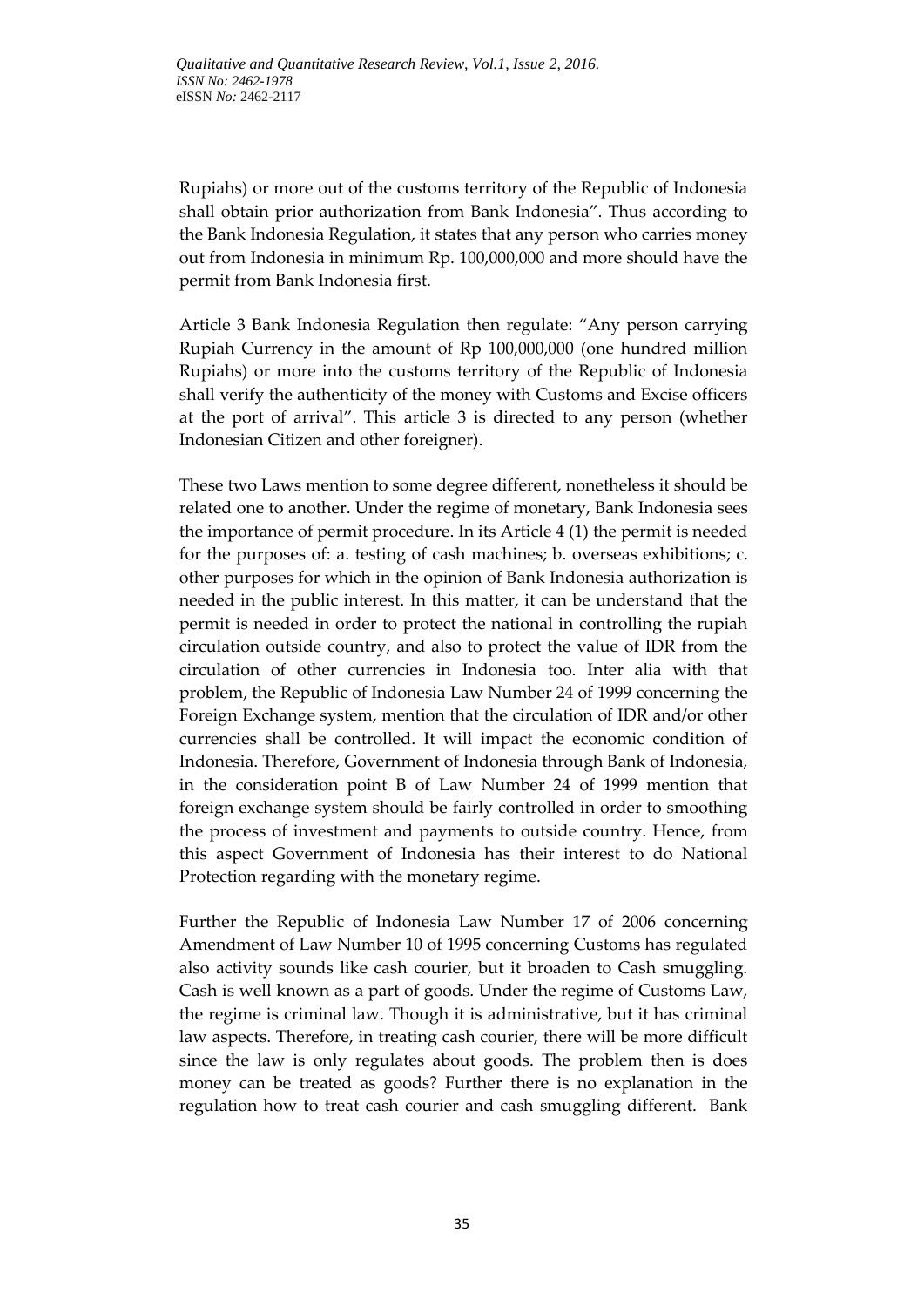Rupiahs) or more out of the customs territory of the Republic of Indonesia shall obtain prior authorization from Bank Indonesia". Thus according to the Bank Indonesia Regulation, it states that any person who carries money out from Indonesia in minimum Rp. 100,000,000 and more should have the permit from Bank Indonesia first.

Article 3 Bank Indonesia Regulation then regulate: "Any person carrying Rupiah Currency in the amount of Rp 100,000,000 (one hundred million Rupiahs) or more into the customs territory of the Republic of Indonesia shall verify the authenticity of the money with Customs and Excise officers at the port of arrival". This article 3 is directed to any person (whether Indonesian Citizen and other foreigner).

These two Laws mention to some degree different, nonetheless it should be related one to another. Under the regime of monetary, Bank Indonesia sees the importance of permit procedure. In its Article 4 (1) the permit is needed for the purposes of: a. testing of cash machines; b. overseas exhibitions; c. other purposes for which in the opinion of Bank Indonesia authorization is needed in the public interest. In this matter, it can be understand that the permit is needed in order to protect the national in controlling the rupiah circulation outside country, and also to protect the value of IDR from the circulation of other currencies in Indonesia too. Inter alia with that problem, the Republic of Indonesia Law Number 24 of 1999 concerning the Foreign Exchange system, mention that the circulation of IDR and/or other currencies shall be controlled. It will impact the economic condition of Indonesia. Therefore, Government of Indonesia through Bank of Indonesia, in the consideration point B of Law Number 24 of 1999 mention that foreign exchange system should be fairly controlled in order to smoothing the process of investment and payments to outside country. Hence, from this aspect Government of Indonesia has their interest to do National Protection regarding with the monetary regime.

Further the Republic of Indonesia Law Number 17 of 2006 concerning Amendment of Law Number 10 of 1995 concerning Customs has regulated also activity sounds like cash courier, but it broaden to Cash smuggling. Cash is well known as a part of goods. Under the regime of Customs Law, the regime is criminal law. Though it is administrative, but it has criminal law aspects. Therefore, in treating cash courier, there will be more difficult since the law is only regulates about goods. The problem then is does money can be treated as goods? Further there is no explanation in the regulation how to treat cash courier and cash smuggling different. Bank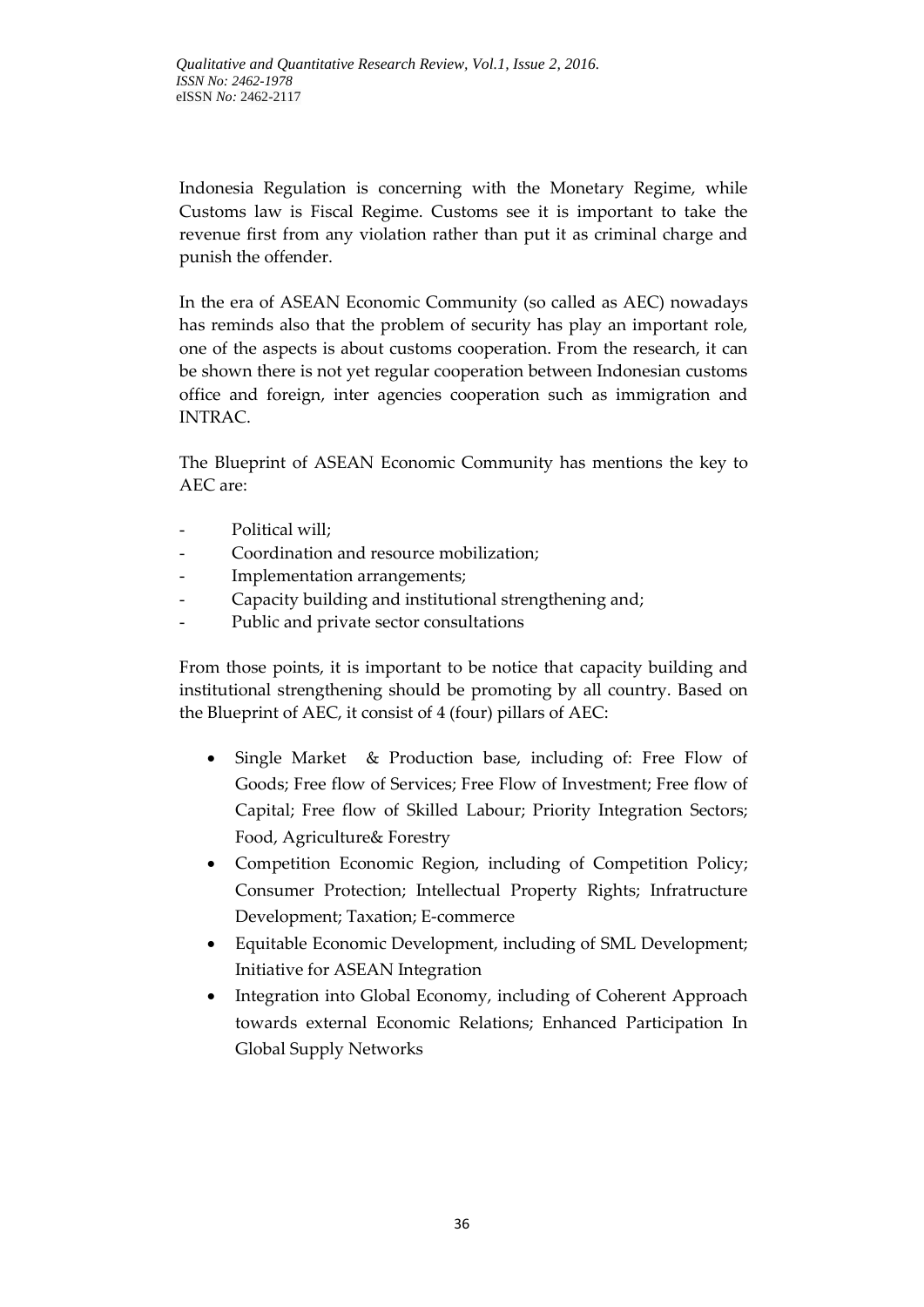Indonesia Regulation is concerning with the Monetary Regime, while Customs law is Fiscal Regime. Customs see it is important to take the revenue first from any violation rather than put it as criminal charge and punish the offender.

In the era of ASEAN Economic Community (so called as AEC) nowadays has reminds also that the problem of security has play an important role, one of the aspects is about customs cooperation. From the research, it can be shown there is not yet regular cooperation between Indonesian customs office and foreign, inter agencies cooperation such as immigration and INTRAC.

The Blueprint of ASEAN Economic Community has mentions the key to AEC are:

- Political will;
- Coordination and resource mobilization;
- Implementation arrangements;
- Capacity building and institutional strengthening and;
- Public and private sector consultations

From those points, it is important to be notice that capacity building and institutional strengthening should be promoting by all country. Based on the Blueprint of AEC, it consist of 4 (four) pillars of AEC:

- Single Market & Production base, including of: Free Flow of Goods; Free flow of Services; Free Flow of Investment; Free flow of Capital; Free flow of Skilled Labour; Priority Integration Sectors; Food, Agriculture& Forestry
- Competition Economic Region, including of Competition Policy; Consumer Protection; Intellectual Property Rights; Infratructure Development; Taxation; E-commerce
- Equitable Economic Development, including of SML Development; Initiative for ASEAN Integration
- Integration into Global Economy, including of Coherent Approach towards external Economic Relations; Enhanced Participation In Global Supply Networks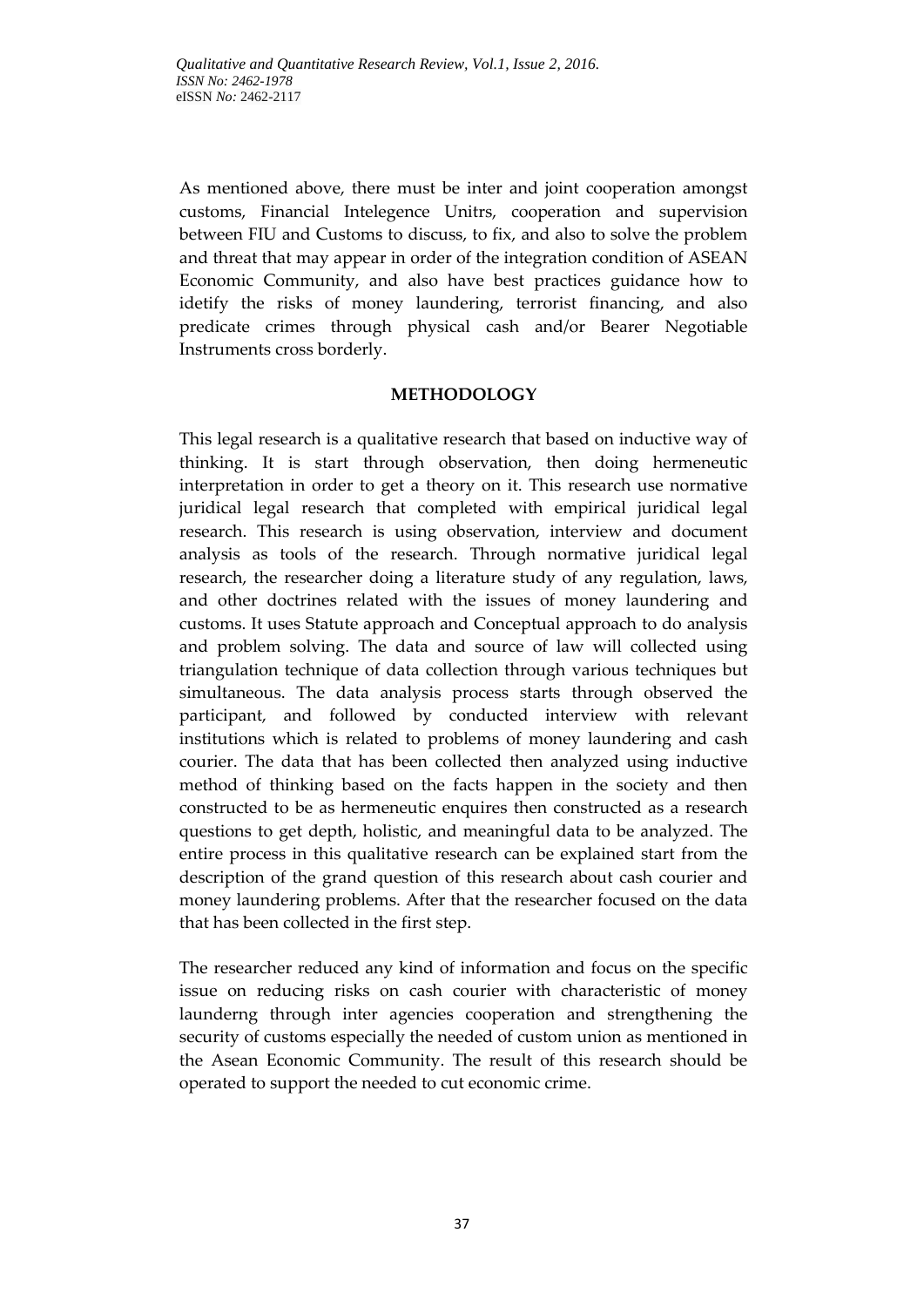As mentioned above, there must be inter and joint cooperation amongst customs, Financial Intelegence Unitrs, cooperation and supervision between FIU and Customs to discuss, to fix, and also to solve the problem and threat that may appear in order of the integration condition of ASEAN Economic Community, and also have best practices guidance how to idetify the risks of money laundering, terrorist financing, and also predicate crimes through physical cash and/or Bearer Negotiable Instruments cross borderly.

## METHODOLOGY

This legal research is a qualitative research that based on inductive way of thinking. It is start through observation, then doing hermeneutic interpretation in order to get a theory on it. This research use normative juridical legal research that completed with empirical juridical legal research. This research is using observation, interview and document analysis as tools of the research. Through normative juridical legal research, the researcher doing a literature study of any regulation, laws, and other doctrines related with the issues of money laundering and customs. It uses Statute approach and Conceptual approach to do analysis and problem solving. The data and source of law will collected using triangulation technique of data collection through various techniques but simultaneous. The data analysis process starts through observed the participant, and followed by conducted interview with relevant institutions which is related to problems of money laundering and cash courier. The data that has been collected then analyzed using inductive method of thinking based on the facts happen in the society and then constructed to be as hermeneutic enquires then constructed as a research questions to get depth, holistic, and meaningful data to be analyzed. The entire process in this qualitative research can be explained start from the description of the grand question of this research about cash courier and money laundering problems. After that the researcher focused on the data that has been collected in the first step.

The researcher reduced any kind of information and focus on the specific issue on reducing risks on cash courier with characteristic of money launderng through inter agencies cooperation and strengthening the security of customs especially the needed of custom union as mentioned in the Asean Economic Community. The result of this research should be operated to support the needed to cut economic crime.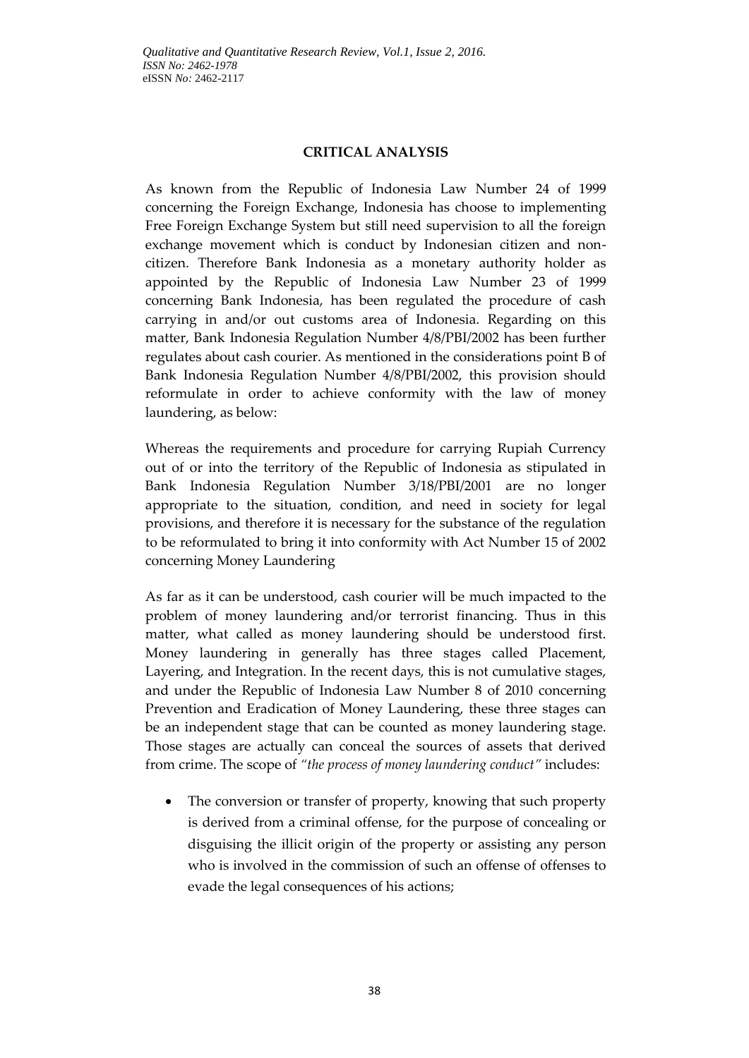## CRITICAL ANALYSIS

As known from the Republic of Indonesia Law Number 24 of 1999 concerning the Foreign Exchange, Indonesia has choose to implementing Free Foreign Exchange System but still need supervision to all the foreign exchange movement which is conduct by Indonesian citizen and non-citizen. Therefore Bank Indonesia as a monetary authority holder as appointed by the Republic of Indonesia Law Number 23 of 1999 concerning Bank Indonesia, has been regulated the procedure of cash carrying in and/or out customs area of Indonesia. Regarding on this matter, Bank Indonesia Regulation Number 4/8/PBI/2002 has been further regulates about cash courier. As mentioned in the considerations point B of Bank Indonesia Regulation Number 4/8/PBI/2002, this provision should reformulate in order to achieve conformity with the law of money laundering, as below:

Whereas the requirements and procedure for carrying Rupiah Currency out of or into the territory of the Republic of Indonesia as stipulated in Bank Indonesia Regulation Number 3/18/PBI/2001 are no longer appropriate to the situation, condition, and need in society for legal provisions, and therefore it is necessary for the substance of the regulation to be reformulated to bring it into conformity with Act Number 15 of 2002 concerning Money Laundering

As far as it can be understood, cash courier will be much impacted to the problem of money laundering and/or terrorist financing. Thus in this matter, what called as money laundering should be understood first. Money laundering in generally has three stages called Placement, Layering, and Integration. In the recent days, this is not cumulative stages, and under the Republic of Indonesia Law Number 8 of 2010 concerning Prevention and Eradication of Money Laundering, these three stages can be an independent stage that can be counted as money laundering stage. Those stages are actually can conceal the sources of assets that derived from crime. The scope of *"the process of money laundering conduct"* includes:

- The conversion or transfer of property, knowing that such property is derived from a criminal offense, for the purpose of concealing or disguising the illicit origin of the property or assisting any person who is involved in the commission of such an offense of offenses to evade the legal consequences of his actions;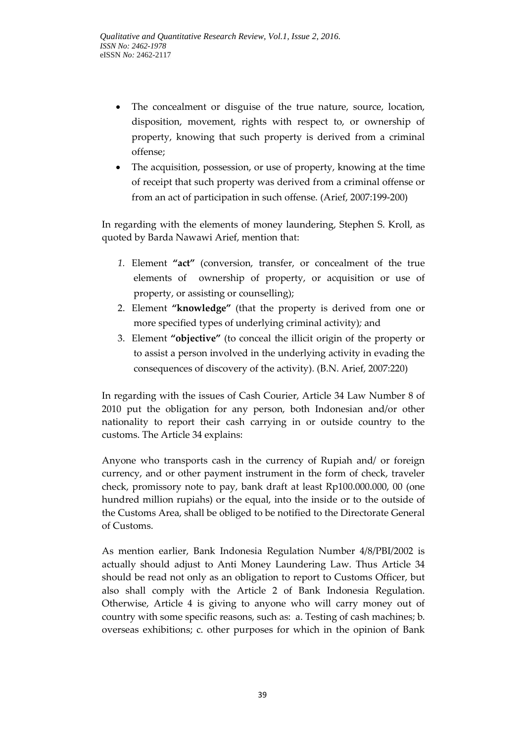- The concealment or disguise of the true nature, source, location, disposition, movement, rights with respect to, or ownership of property, knowing that such property is derived from a criminal offense;
- The acquisition, possession, or use of property, knowing at the time of receipt that such property was derived from a criminal offense or from an act of participation in such offense. (Arief, 2007:199-200)

In regarding with the elements of money laundering, Stephen S. Kroll, as quoted by Barda Nawawi Arief, mention that:

1. Element **"act"** (conversion, transfer, or concealment of the true elements of ownership of property, or acquisition or use of property, or assisting or counselling);
2. Element **"knowledge"** (that the property is derived from one or more specified types of underlying criminal activity); and
3. Element **"objective"** (to conceal the illicit origin of the property or to assist a person involved in the underlying activity in evading the consequences of discovery of the activity). (B.N. Arief, 2007:220)

In regarding with the issues of Cash Courier, Article 34 Law Number 8 of 2010 put the obligation for any person, both Indonesian and/or other nationality to report their cash carrying in or outside country to the customs. The Article 34 explains:

Anyone who transports cash in the currency of Rupiah and/ or foreign currency, and or other payment instrument in the form of check, traveler check, promissory note to pay, bank draft at least Rp100.000.000, 00 (one hundred million rupiahs) or the equal, into the inside or to the outside of the Customs Area, shall be obliged to be notified to the Directorate General of Customs.

As mention earlier, Bank Indonesia Regulation Number 4/8/PBI/2002 is actually should adjust to Anti Money Laundering Law. Thus Article 34 should be read not only as an obligation to report to Customs Officer, but also shall comply with the Article 2 of Bank Indonesia Regulation. Otherwise, Article 4 is giving to anyone who will carry money out of country with some specific reasons, such as: a. Testing of cash machines; b. overseas exhibitions; c. other purposes for which in the opinion of Bank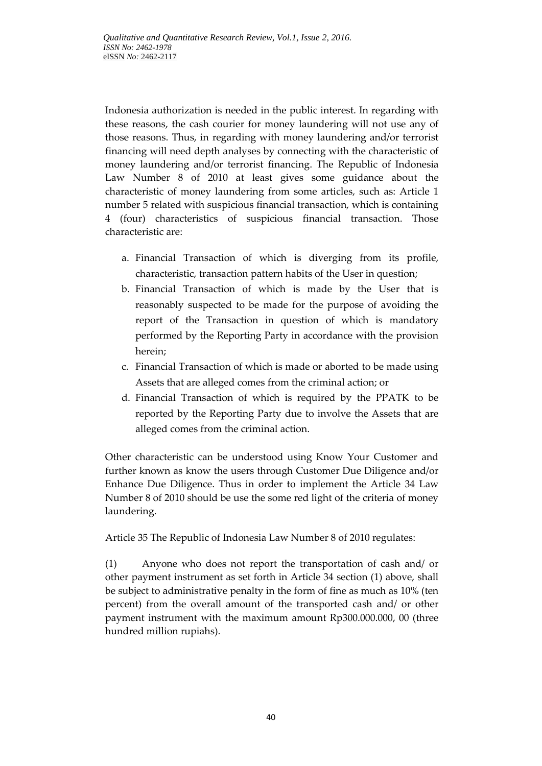Indonesia authorization is needed in the public interest. In regarding with these reasons, the cash courier for money laundering will not use any of those reasons. Thus, in regarding with money laundering and/or terrorist financing will need depth analyses by connecting with the characteristic of money laundering and/or terrorist financing. The Republic of Indonesia Law Number 8 of 2010 at least gives some guidance about the characteristic of money laundering from some articles, such as: Article 1 number 5 related with suspicious financial transaction, which is containing 4 (four) characteristics of suspicious financial transaction. Those characteristic are:

a. Financial Transaction of which is diverging from its profile, characteristic, transaction pattern habits of the User in question;
b. Financial Transaction of which is made by the User that is reasonably suspected to be made for the purpose of avoiding the report of the Transaction in question of which is mandatory performed by the Reporting Party in accordance with the provision herein;
c. Financial Transaction of which is made or aborted to be made using Assets that are alleged comes from the criminal action; or
d. Financial Transaction of which is required by the PPATK to be reported by the Reporting Party due to involve the Assets that are alleged comes from the criminal action.

Other characteristic can be understood using Know Your Customer and further known as know the users through Customer Due Diligence and/or Enhance Due Diligence. Thus in order to implement the Article 34 Law Number 8 of 2010 should be use the some red light of the criteria of money laundering.

Article 35 The Republic of Indonesia Law Number 8 of 2010 regulates:

(1) Anyone who does not report the transportation of cash and/ or other payment instrument as set forth in Article 34 section (1) above, shall be subject to administrative penalty in the form of fine as much as 10% (ten percent) from the overall amount of the transported cash and/ or other payment instrument with the maximum amount Rp300.000.000, 00 (three hundred million rupiahs).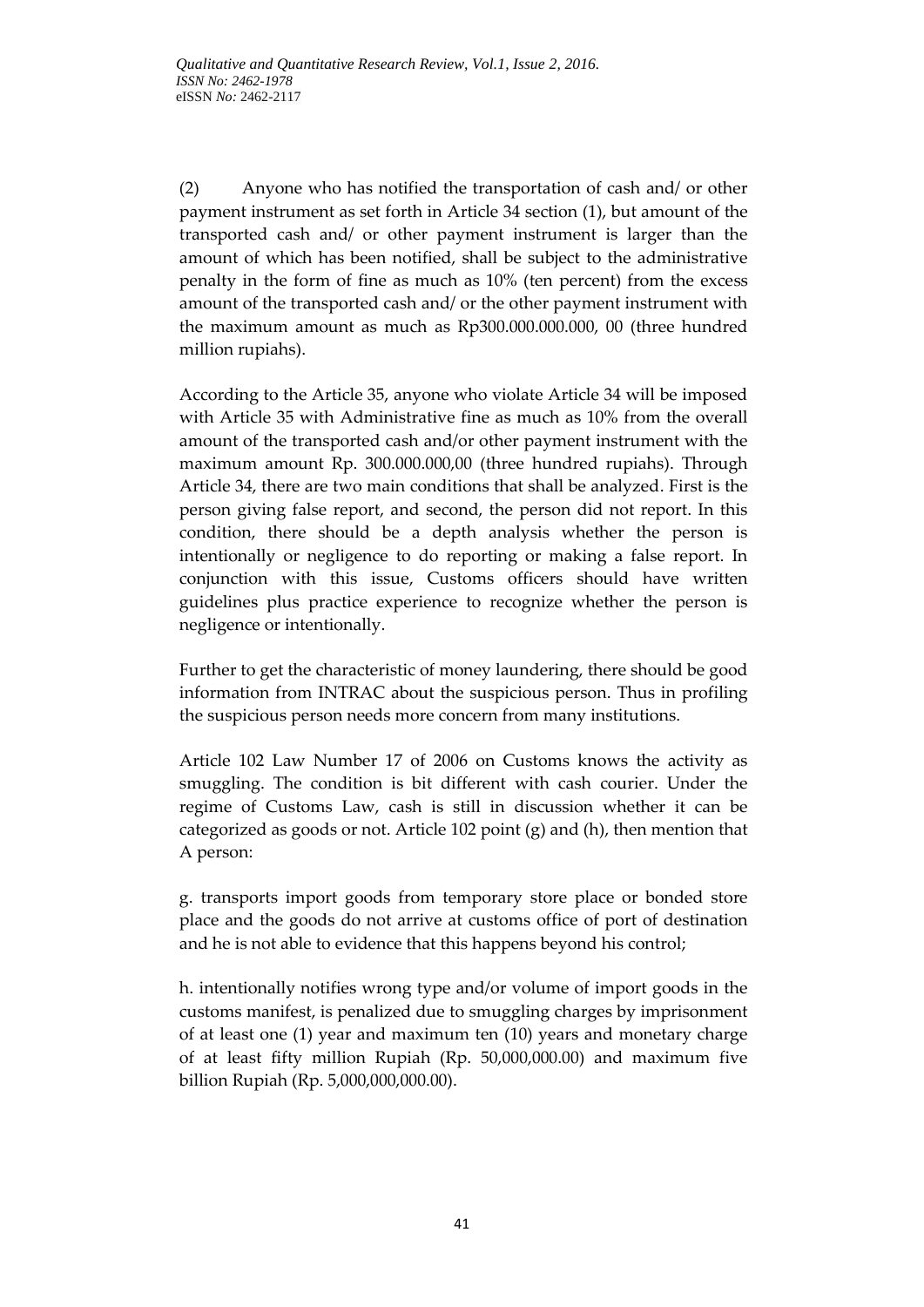(2) Anyone who has notified the transportation of cash and/ or other payment instrument as set forth in Article 34 section (1), but amount of the transported cash and/ or other payment instrument is larger than the amount of which has been notified, shall be subject to the administrative penalty in the form of fine as much as 10% (ten percent) from the excess amount of the transported cash and/ or the other payment instrument with the maximum amount as much as Rp300.000.000.000, 00 (three hundred million rupiahs).

According to the Article 35, anyone who violate Article 34 will be imposed with Article 35 with Administrative fine as much as 10% from the overall amount of the transported cash and/or other payment instrument with the maximum amount Rp. 300.000.000,00 (three hundred rupiahs). Through Article 34, there are two main conditions that shall be analyzed. First is the person giving false report, and second, the person did not report. In this condition, there should be a depth analysis whether the person is intentionally or negligence to do reporting or making a false report. In conjunction with this issue, Customs officers should have written guidelines plus practice experience to recognize whether the person is negligence or intentionally.

Further to get the characteristic of money laundering, there should be good information from INTRAC about the suspicious person. Thus in profiling the suspicious person needs more concern from many institutions.

Article 102 Law Number 17 of 2006 on Customs knows the activity as smuggling. The condition is bit different with cash courier. Under the regime of Customs Law, cash is still in discussion whether it can be categorized as goods or not. Article 102 point (g) and (h), then mention that A person:

g. transports import goods from temporary store place or bonded store place and the goods do not arrive at customs office of port of destination and he is not able to evidence that this happens beyond his control;

h. intentionally notifies wrong type and/or volume of import goods in the customs manifest, is penalized due to smuggling charges by imprisonment of at least one (1) year and maximum ten (10) years and monetary charge of at least fifty million Rupiah (Rp. 50,000,000.00) and maximum five billion Rupiah (Rp. 5,000,000,000.00).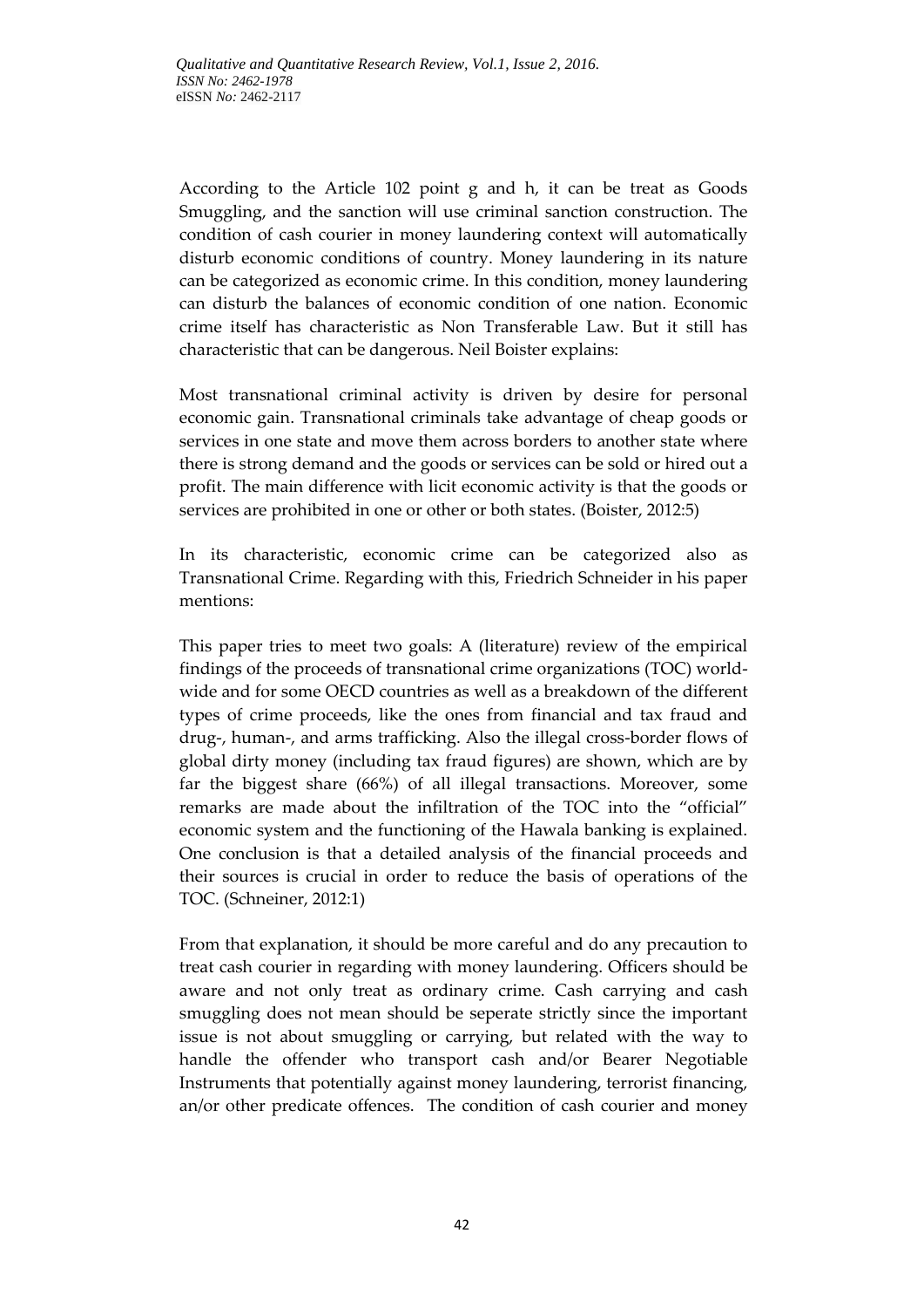According to the Article 102 point g and h, it can be treat as Goods Smuggling, and the sanction will use criminal sanction construction. The condition of cash courier in money laundering context will automatically disturb economic conditions of country. Money laundering in its nature can be categorized as economic crime. In this condition, money laundering can disturb the balances of economic condition of one nation. Economic crime itself has characteristic as Non Transferable Law. But it still has characteristic that can be dangerous. Neil Boister explains:

Most transnational criminal activity is driven by desire for personal economic gain. Transnational criminals take advantage of cheap goods or services in one state and move them across borders to another state where there is strong demand and the goods or services can be sold or hired out a profit. The main difference with licit economic activity is that the goods or services are prohibited in one or other or both states. (Boister, 2012:5)

In its characteristic, economic crime can be categorized also as Transnational Crime. Regarding with this, Friedrich Schneider in his paper mentions:

This paper tries to meet two goals: A (literature) review of the empirical findings of the proceeds of transnational crime organizations (TOC) world-wide and for some OECD countries as well as a breakdown of the different types of crime proceeds, like the ones from financial and tax fraud and drug-, human-, and arms trafficking. Also the illegal cross-border flows of global dirty money (including tax fraud figures) are shown, which are by far the biggest share (66%) of all illegal transactions. Moreover, some remarks are made about the infiltration of the TOC into the "official" economic system and the functioning of the Hawala banking is explained. One conclusion is that a detailed analysis of the financial proceeds and their sources is crucial in order to reduce the basis of operations of the TOC. (Schneiner, 2012:1)

From that explanation, it should be more careful and do any precaution to treat cash courier in regarding with money laundering. Officers should be aware and not only treat as ordinary crime. Cash carrying and cash smuggling does not mean should be seperate strictly since the important issue is not about smuggling or carrying, but related with the way to handle the offender who transport cash and/or Bearer Negotiable Instruments that potentially against money laundering, terrorist financing, an/or other predicate offences. The condition of cash courier and money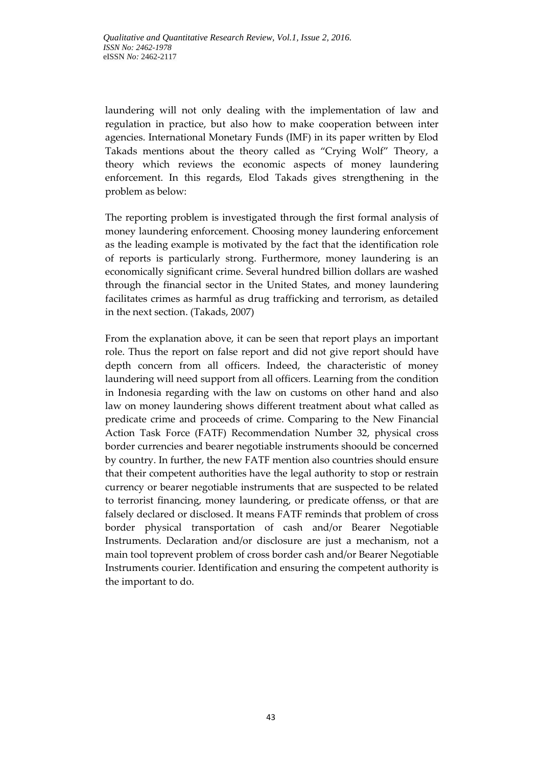laundering will not only dealing with the implementation of law and regulation in practice, but also how to make cooperation between inter agencies. International Monetary Funds (IMF) in its paper written by Elod Takads mentions about the theory called as “Crying Wolf” Theory, a theory which reviews the economic aspects of money laundering enforcement. In this regards, Elod Takads gives strengthening in the problem as below:

The reporting problem is investigated through the first formal analysis of money laundering enforcement. Choosing money laundering enforcement as the leading example is motivated by the fact that the identification role of reports is particularly strong. Furthermore, money laundering is an economically significant crime. Several hundred billion dollars are washed through the financial sector in the United States, and money laundering facilitates crimes as harmful as drug trafficking and terrorism, as detailed in the next section. (Takads, 2007)

From the explanation above, it can be seen that report plays an important role. Thus the report on false report and did not give report should have depth concern from all officers. Indeed, the characteristic of money laundering will need support from all officers. Learning from the condition in Indonesia regarding with the law on customs on other hand and also law on money laundering shows different treatment about what called as predicate crime and proceeds of crime. Comparing to the New Financial Action Task Force (FATF) Recommendation Number 32, physical cross border currencies and bearer negotiable instruments shoould be concerned by country. In further, the new FATF mention also countries should ensure that their competent authorities have the legal authority to stop or restrain currency or bearer negotiable instruments that are suspected to be related to terrorist financing, money laundering, or predicate offenss, or that are falsely declared or disclosed. It means FATF reminds that problem of cross border physical transportation of cash and/or Bearer Negotiable Instruments. Declaration and/or disclosure are just a mechanism, not a main tool toprevent problem of cross border cash and/or Bearer Negotiable Instruments courier. Identification and ensuring the competent authority is the important to do.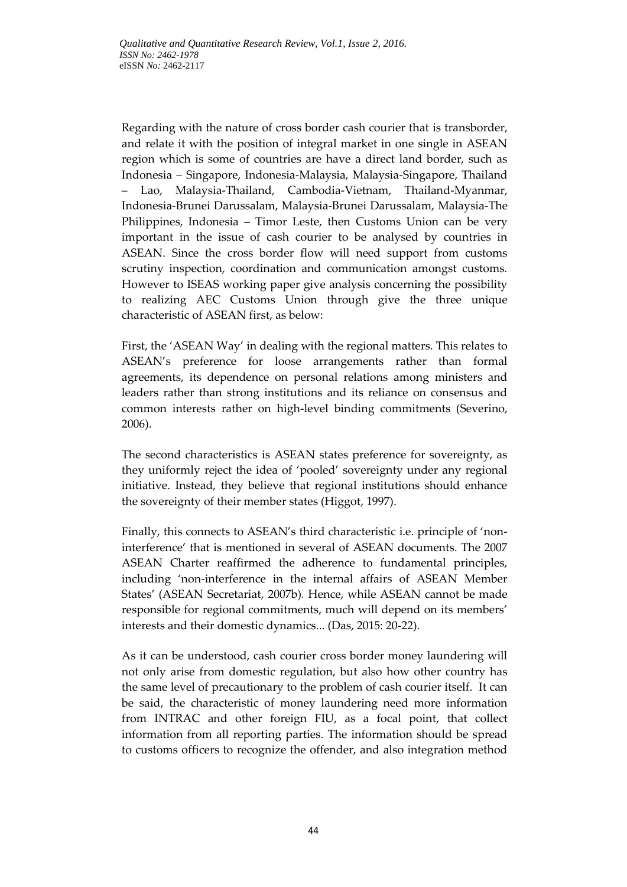Regarding with the nature of cross border cash courier that is transborder, and relate it with the position of integral market in one single in ASEAN region which is some of countries are have a direct land border, such as Indonesia – Singapore, Indonesia-Malaysia, Malaysia-Singapore, Thailand – Lao, Malaysia-Thailand, Cambodia-Vietnam, Thailand-Myanmar, Indonesia-Brunei Darussalam, Malaysia-Brunei Darussalam, Malaysia-The Philippines, Indonesia – Timor Leste, then Customs Union can be very important in the issue of cash courier to be analysed by countries in ASEAN. Since the cross border flow will need support from customs scrutiny inspection, coordination and communication amongst customs. However to ISEAS working paper give analysis concerning the possibility to realizing AEC Customs Union through give the three unique characteristic of ASEAN first, as below:

First, the 'ASEAN Way' in dealing with the regional matters. This relates to ASEAN's preference for loose arrangements rather than formal agreements, its dependence on personal relations among ministers and leaders rather than strong institutions and its reliance on consensus and common interests rather on high-level binding commitments (Severino, 2006).

The second characteristics is ASEAN states preference for sovereignty, as they uniformly reject the idea of 'pooled' sovereignty under any regional initiative. Instead, they believe that regional institutions should enhance the sovereignty of their member states (Higgot, 1997).

Finally, this connects to ASEAN's third characteristic i.e. principle of 'non-interference' that is mentioned in several of ASEAN documents. The 2007 ASEAN Charter reaffirmed the adherence to fundamental principles, including 'non-interference in the internal affairs of ASEAN Member States' (ASEAN Secretariat, 2007b). Hence, while ASEAN cannot be made responsible for regional commitments, much will depend on its members' interests and their domestic dynamics... (Das, 2015: 20-22).

As it can be understood, cash courier cross border money laundering will not only arise from domestic regulation, but also how other country has the same level of precautionary to the problem of cash courier itself. It can be said, the characteristic of money laundering need more information from INTRAC and other foreign FIU, as a focal point, that collect information from all reporting parties. The information should be spread to customs officers to recognize the offender, and also integration method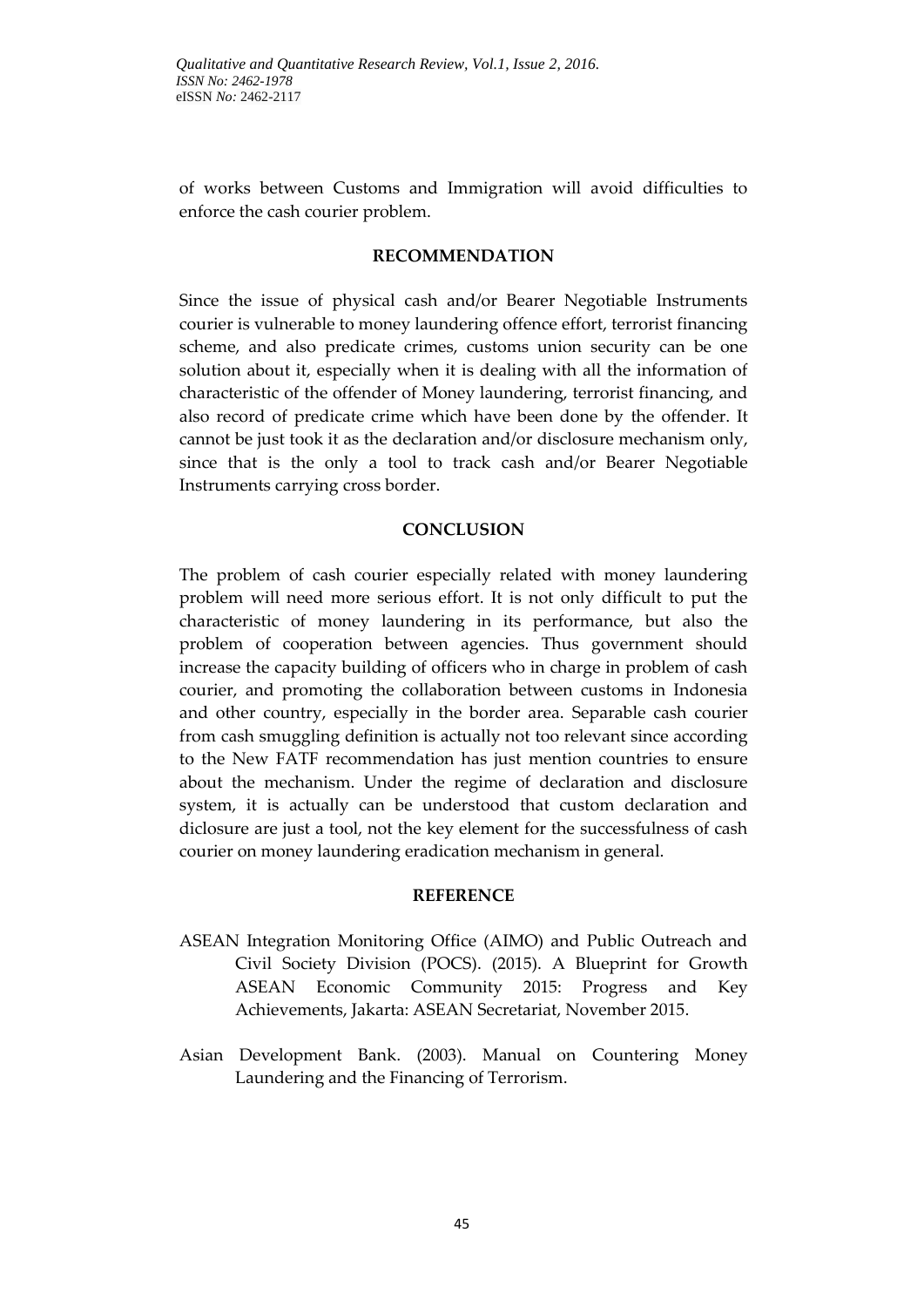of works between Customs and Immigration will avoid difficulties to enforce the cash courier problem.

## RECOMMENDATION

Since the issue of physical cash and/or Bearer Negotiable Instruments courier is vulnerable to money laundering offence effort, terrorist financing scheme, and also predicate crimes, customs union security can be one solution about it, especially when it is dealing with all the information of characteristic of the offender of Money laundering, terrorist financing, and also record of predicate crime which have been done by the offender. It cannot be just took it as the declaration and/or disclosure mechanism only, since that is the only a tool to track cash and/or Bearer Negotiable Instruments carrying cross border.

## CONCLUSION

The problem of cash courier especially related with money laundering problem will need more serious effort. It is not only difficult to put the characteristic of money laundering in its performance, but also the problem of cooperation between agencies. Thus government should increase the capacity building of officers who in charge in problem of cash courier, and promoting the collaboration between customs in Indonesia and other country, especially in the border area. Separable cash courier from cash smuggling definition is actually not too relevant since according to the New FATF recommendation has just mention countries to ensure about the mechanism. Under the regime of declaration and disclosure system, it is actually can be understood that custom declaration and diclosure are just a tool, not the key element for the successfulness of cash courier on money laundering eradication mechanism in general.

## REFERENCE

ASEAN Integration Monitoring Office (AIMO) and Public Outreach and Civil Society Division (POCS). (2015). A Blueprint for Growth ASEAN Economic Community 2015: Progress and Key Achievements, Jakarta: ASEAN Secretariat, November 2015.

Asian Development Bank. (2003). Manual on Countering Money Laundering and the Financing of Terrorism.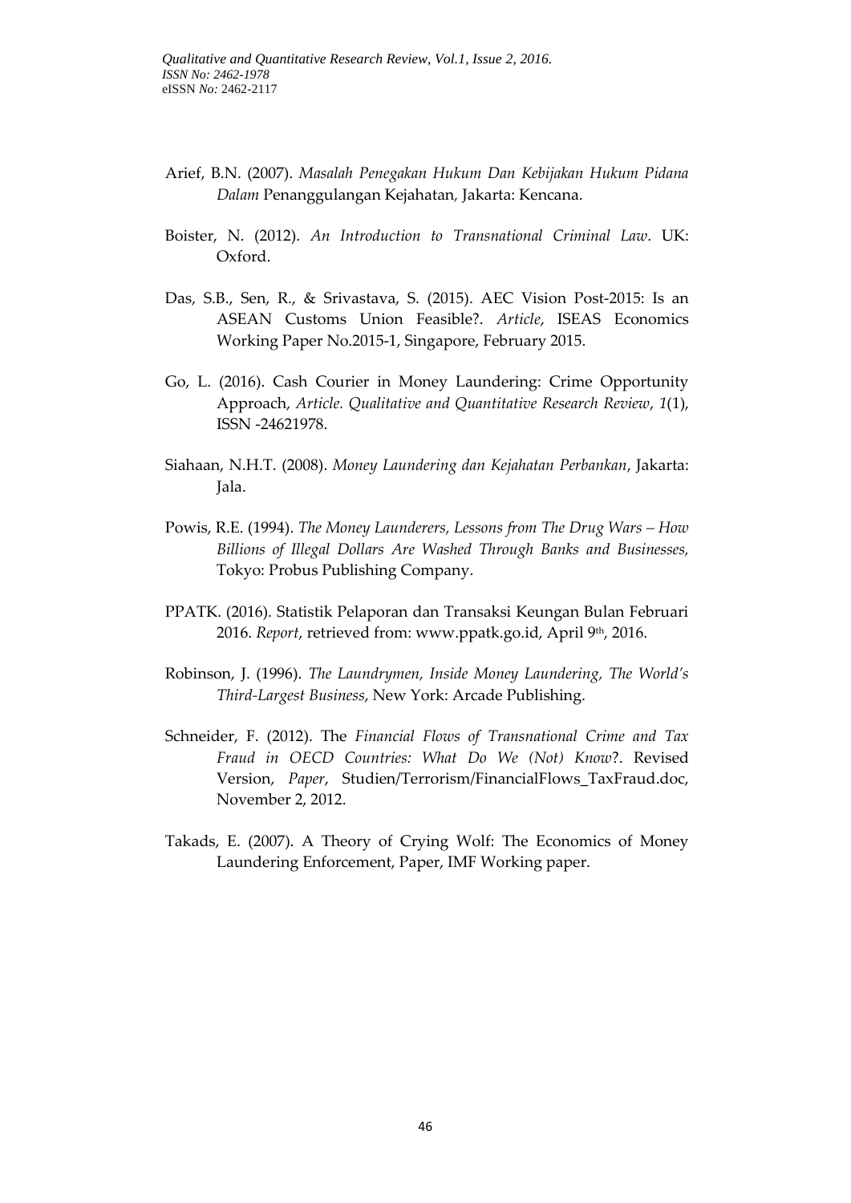Arief, B.N. (2007). *Masalah Penegakan Hukum Dan Kebijakan Hukum Pidana Dalam* Penanggulangan Kejahatan, Jakarta: Kencana.

Boister, N. (2012). *An Introduction to Transnational Criminal Law*. UK: Oxford.

Das, S.B., Sen, R., & Srivastava, S. (2015). AEC Vision Post-2015: Is an ASEAN Customs Union Feasible?. *Article*, ISEAS Economics Working Paper No.2015-1, Singapore, February 2015.

Go, L. (2016). Cash Courier in Money Laundering: Crime Opportunity Approach, *Article. Qualitative and Quantitative Research Review*, *1*(1), ISSN -24621978.

Siahaan, N.H.T. (2008). *Money Laundering dan Kejahatan Perbankan*, Jakarta: Jala.

Powis, R.E. (1994). *The Money Launderers, Lessons from The Drug Wars – How Billions of Illegal Dollars Are Washed Through Banks and Businesses*, Tokyo: Probus Publishing Company.

PPATK. (2016). Statistik Pelaporan dan Transaksi Keungan Bulan Februari 2016. *Report*, retrieved from: www.ppatk.go.id, April 9th, 2016.

Robinson, J. (1996). *The Laundrymen, Inside Money Laundering, The World's Third-Largest Business*, New York: Arcade Publishing.

Schneider, F. (2012). The *Financial Flows of Transnational Crime and Tax Fraud in OECD Countries: What Do We (Not) Know*?. Revised Version, *Paper*, Studien/Terrorism/FinancialFlows_TaxFraud.doc, November 2, 2012.

Takads, E. (2007). A Theory of Crying Wolf: The Economics of Money Laundering Enforcement, Paper, IMF Working paper.